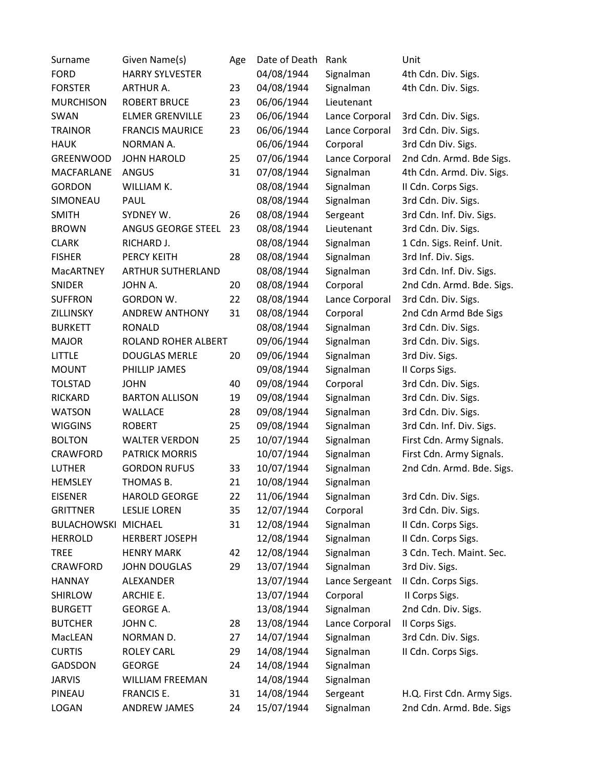| Surname | Given Name(s) | Age | Date of Death | Rank | Unit |
|---|---|---|---|---|---|
| FORD | HARRY SYLVESTER | | 04/08/1944 | Signalman | 4th Cdn. Div. Sigs. |
| FORSTER | ARTHUR A. | 23 | 04/08/1944 | Signalman | 4th Cdn. Div. Sigs. |
| MURCHISON | ROBERT BRUCE | 23 | 06/06/1944 | Lieutenant | |
| SWAN | ELMER GRENVILLE | 23 | 06/06/1944 | Lance Corporal | 3rd Cdn. Div. Sigs. |
| TRAINOR | FRANCIS MAURICE | 23 | 06/06/1944 | Lance Corporal | 3rd Cdn. Div. Sigs. |
| HAUK | NORMAN A. | | 06/06/1944 | Corporal | 3rd Cdn Div. Sigs. |
| GREENWOOD | JOHN HAROLD | 25 | 07/06/1944 | Lance Corporal | 2nd Cdn. Armd. Bde Sigs. |
| MACFARLANE | ANGUS | 31 | 07/08/1944 | Signalman | 4th Cdn. Armd. Div. Sigs. |
| GORDON | WILLIAM K. | | 08/08/1944 | Signalman | II Cdn. Corps Sigs. |
| SIMONEAU | PAUL | | 08/08/1944 | Signalman | 3rd Cdn. Div. Sigs. |
| SMITH | SYDNEY W. | 26 | 08/08/1944 | Sergeant | 3rd Cdn. Inf. Div. Sigs. |
| BROWN | ANGUS GEORGE STEEL | 23 | 08/08/1944 | Lieutenant | 3rd Cdn. Div. Sigs. |
| CLARK | RICHARD J. | | 08/08/1944 | Signalman | 1 Cdn. Sigs. Reinf. Unit. |
| FISHER | PERCY KEITH | 28 | 08/08/1944 | Signalman | 3rd Inf. Div. Sigs. |
| MacARTNEY | ARTHUR SUTHERLAND | | 08/08/1944 | Signalman | 3rd Cdn. Inf. Div. Sigs. |
| SNIDER | JOHN A. | 20 | 08/08/1944 | Corporal | 2nd Cdn. Armd. Bde. Sigs. |
| SUFFRON | GORDON W. | 22 | 08/08/1944 | Lance Corporal | 3rd Cdn. Div. Sigs. |
| ZILLINSKY | ANDREW ANTHONY | 31 | 08/08/1944 | Corporal | 2nd Cdn Armd Bde Sigs |
| BURKETT | RONALD | | 08/08/1944 | Signalman | 3rd Cdn. Div. Sigs. |
| MAJOR | ROLAND ROHER ALBERT | | 09/06/1944 | Signalman | 3rd Cdn. Div. Sigs. |
| LITTLE | DOUGLAS MERLE | 20 | 09/06/1944 | Signalman | 3rd Div. Sigs. |
| MOUNT | PHILLIP JAMES | | 09/08/1944 | Signalman | II Corps Sigs. |
| TOLSTAD | JOHN | 40 | 09/08/1944 | Corporal | 3rd Cdn. Div. Sigs. |
| RICKARD | BARTON ALLISON | 19 | 09/08/1944 | Signalman | 3rd Cdn. Div. Sigs. |
| WATSON | WALLACE | 28 | 09/08/1944 | Signalman | 3rd Cdn. Div. Sigs. |
| WIGGINS | ROBERT | 25 | 09/08/1944 | Signalman | 3rd Cdn. Inf. Div. Sigs. |
| BOLTON | WALTER VERDON | 25 | 10/07/1944 | Signalman | First Cdn. Army Signals. |
| CRAWFORD | PATRICK MORRIS | | 10/07/1944 | Signalman | First Cdn. Army Signals. |
| LUTHER | GORDON RUFUS | 33 | 10/07/1944 | Signalman | 2nd Cdn. Armd. Bde. Sigs. |
| HEMSLEY | THOMAS B. | 21 | 10/08/1944 | Signalman | |
| EISENER | HAROLD GEORGE | 22 | 11/06/1944 | Signalman | 3rd Cdn. Div. Sigs. |
| GRITTNER | LESLIE LOREN | 35 | 12/07/1944 | Corporal | 3rd Cdn. Div. Sigs. |
| BULACHOWSKI | MICHAEL | 31 | 12/08/1944 | Signalman | II Cdn. Corps Sigs. |
| HERROLD | HERBERT JOSEPH | | 12/08/1944 | Signalman | II Cdn. Corps Sigs. |
| TREE | HENRY MARK | 42 | 12/08/1944 | Signalman | 3 Cdn. Tech. Maint. Sec. |
| CRAWFORD | JOHN DOUGLAS | 29 | 13/07/1944 | Signalman | 3rd Div. Sigs. |
| HANNAY | ALEXANDER | | 13/07/1944 | Lance Sergeant | II Cdn. Corps Sigs. |
| SHIRLOW | ARCHIE E. | | 13/07/1944 | Corporal | II Corps Sigs. |
| BURGETT | GEORGE A. | | 13/08/1944 | Signalman | 2nd Cdn. Div. Sigs. |
| BUTCHER | JOHN C. | 28 | 13/08/1944 | Lance Corporal | II Corps Sigs. |
| MacLEAN | NORMAN D. | 27 | 14/07/1944 | Signalman | 3rd Cdn. Div. Sigs. |
| CURTIS | ROLEY CARL | 29 | 14/08/1944 | Signalman | II Cdn. Corps Sigs. |
| GADSDON | GEORGE | 24 | 14/08/1944 | Signalman | |
| JARVIS | WILLIAM FREEMAN | | 14/08/1944 | Signalman | |
| PINEAU | FRANCIS E. | 31 | 14/08/1944 | Sergeant | H.Q. First Cdn. Army Sigs. |
| LOGAN | ANDREW JAMES | 24 | 15/07/1944 | Signalman | 2nd Cdn. Armd. Bde. Sigs |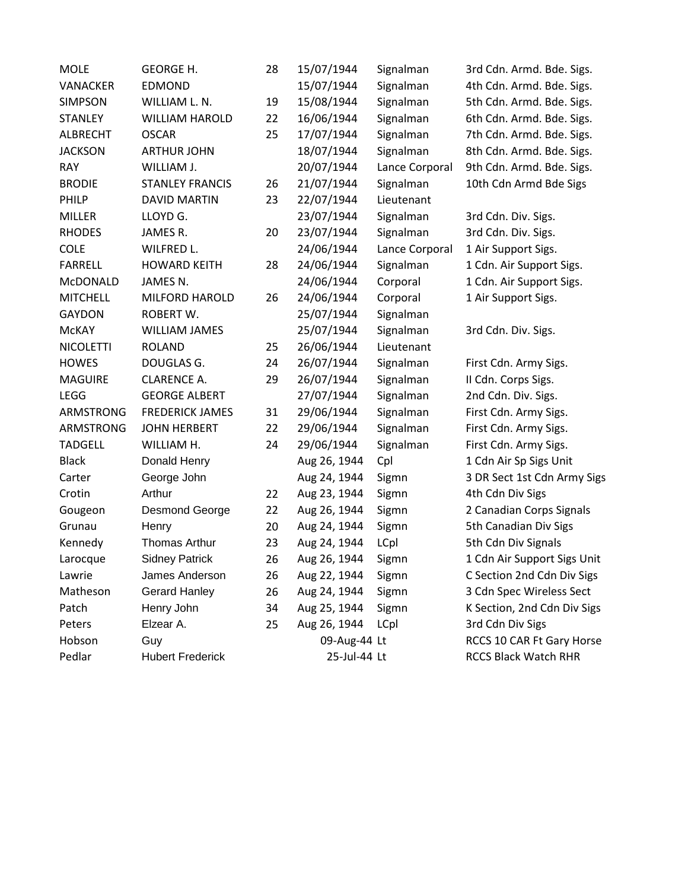| | | | | | |
|---|---|---|---|---|---|
| MOLE | GEORGE H. | 28 | 15/07/1944 | Signalman | 3rd Cdn. Armd. Bde. Sigs. |
| VANACKER | EDMOND | | 15/07/1944 | Signalman | 4th Cdn. Armd. Bde. Sigs. |
| SIMPSON | WILLIAM L. N. | 19 | 15/08/1944 | Signalman | 5th Cdn. Armd. Bde. Sigs. |
| STANLEY | WILLIAM HAROLD | 22 | 16/06/1944 | Signalman | 6th Cdn. Armd. Bde. Sigs. |
| ALBRECHT | OSCAR | 25 | 17/07/1944 | Signalman | 7th Cdn. Armd. Bde. Sigs. |
| JACKSON | ARTHUR JOHN | | 18/07/1944 | Signalman | 8th Cdn. Armd. Bde. Sigs. |
| RAY | WILLIAM J. | | 20/07/1944 | Lance Corporal | 9th Cdn. Armd. Bde. Sigs. |
| BRODIE | STANLEY FRANCIS | 26 | 21/07/1944 | Signalman | 10th Cdn Armd Bde Sigs |
| PHILP | DAVID MARTIN | 23 | 22/07/1944 | Lieutenant | |
| MILLER | LLOYD G. | | 23/07/1944 | Signalman | 3rd Cdn. Div. Sigs. |
| RHODES | JAMES R. | 20 | 23/07/1944 | Signalman | 3rd Cdn. Div. Sigs. |
| COLE | WILFRED L. | | 24/06/1944 | Lance Corporal | 1 Air Support Sigs. |
| FARRELL | HOWARD KEITH | 28 | 24/06/1944 | Signalman | 1 Cdn. Air Support Sigs. |
| McDONALD | JAMES N. | | 24/06/1944 | Corporal | 1 Cdn. Air Support Sigs. |
| MITCHELL | MILFORD HAROLD | 26 | 24/06/1944 | Corporal | 1 Air Support Sigs. |
| GAYDON | ROBERT W. | | 25/07/1944 | Signalman | |
| McKAY | WILLIAM JAMES | | 25/07/1944 | Signalman | 3rd Cdn. Div. Sigs. |
| NICOLETTI | ROLAND | 25 | 26/06/1944 | Lieutenant | |
| HOWES | DOUGLAS G. | 24 | 26/07/1944 | Signalman | First Cdn. Army Sigs. |
| MAGUIRE | CLARENCE A. | 29 | 26/07/1944 | Signalman | II Cdn. Corps Sigs. |
| LEGG | GEORGE ALBERT | | 27/07/1944 | Signalman | 2nd Cdn. Div. Sigs. |
| ARMSTRONG | FREDERICK JAMES | 31 | 29/06/1944 | Signalman | First Cdn. Army Sigs. |
| ARMSTRONG | JOHN HERBERT | 22 | 29/06/1944 | Signalman | First Cdn. Army Sigs. |
| TADGELL | WILLIAM H. | 24 | 29/06/1944 | Signalman | First Cdn. Army Sigs. |
| Black | Donald Henry | | Aug 26, 1944 | Cpl | 1 Cdn Air Sp Sigs Unit |
| Carter | George John | | Aug 24, 1944 | Sigmn | 3 DR Sect 1st Cdn Army Sigs |
| Crotin | Arthur | 22 | Aug 23, 1944 | Sigmn | 4th Cdn Div Sigs |
| Gougeon | Desmond George | 22 | Aug 26, 1944 | Sigmn | 2 Canadian Corps Signals |
| Grunau | Henry | 20 | Aug 24, 1944 | Sigmn | 5th Canadian Div Sigs |
| Kennedy | Thomas Arthur | 23 | Aug 24, 1944 | LCpl | 5th Cdn Div Signals |
| Larocque | Sidney Patrick | 26 | Aug 26, 1944 | Sigmn | 1 Cdn Air Support Sigs Unit |
| Lawrie | James Anderson | 26 | Aug 22, 1944 | Sigmn | C Section 2nd Cdn Div Sigs |
| Matheson | Gerard Hanley | 26 | Aug 24, 1944 | Sigmn | 3 Cdn Spec Wireless Sect |
| Patch | Henry John | 34 | Aug 25, 1944 | Sigmn | K Section, 2nd Cdn Div Sigs |
| Peters | Elzear A. | 25 | Aug 26, 1944 | LCpl | 3rd Cdn Div Sigs |
| Hobson | Guy | | 09-Aug-44 | Lt | RCCS 10 CAR Ft Gary Horse |
| Pedlar | Hubert Frederick | | 25-Jul-44 | Lt | RCCS Black Watch RHR |